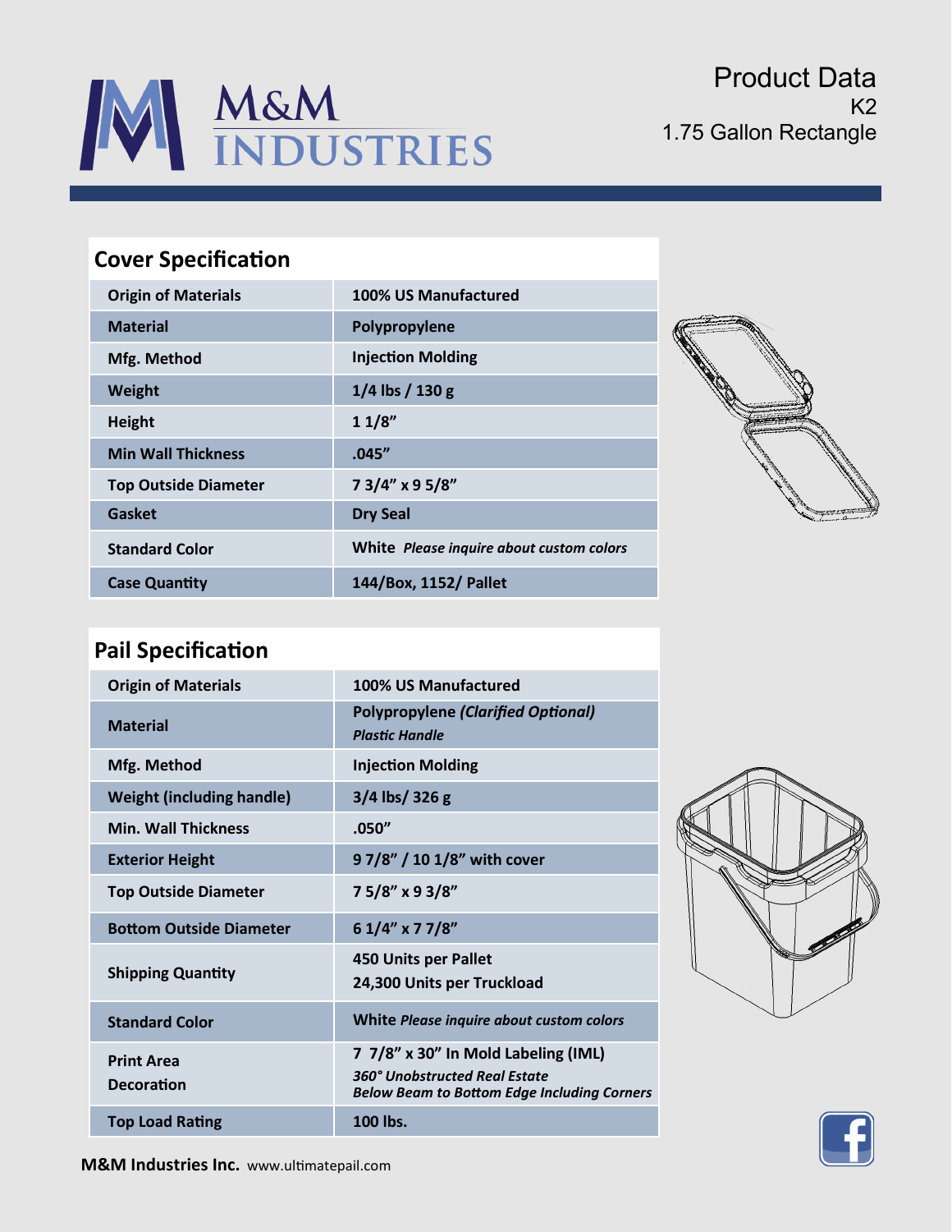# M&M INDUSTRIES

**Product Data**
K2
1.75 Gallon Rectangle

## Cover Specification

| | |
|---|---|
| **Origin of Materials** | **100% US Manufactured** |
| **Material** | **Polypropylene** |
| **Mfg. Method** | **Injection Molding** |
| **Weight** | **1/4 lbs / 130 g** |
| **Height** | **1 1/8”** |
| **Min Wall Thickness** | **.045”** |
| **Top Outside Diameter** | **7 3/4” x 9 5/8”** |
| **Gasket** | **Dry Seal** |
| **Standard Color** | **White** ***Please inquire about custom colors*** |
| **Case Quantity** | **144/Box, 1152/ Pallet** |

## Pail Specification

| | |
|---|---|
| **Origin of Materials** | **100% US Manufactured** |
| **Material** | **Polypropylene *(Clarified Optional)*** ***Plastic Handle*** |
| **Mfg. Method** | **Injection Molding** |
| **Weight (including handle)** | **3/4 lbs/ 326 g** |
| **Min. Wall Thickness** | **.050”** |
| **Exterior Height** | **9 7/8” / 10 1/8” with cover** |
| **Top Outside Diameter** | **7 5/8” x 9 3/8”** |
| **Bottom Outside Diameter** | **6 1/4” x 7 7/8”** |
| **Shipping Quantity** | **450 Units per Pallet** **24,300 Units per Truckload** |
| **Standard Color** | **White** ***Please inquire about custom colors*** |
| **Print Area Decoration** | **7 7/8” x 30” In Mold Labeling (IML)** ***360° Unobstructed Real Estate*** ***Below Beam to Bottom Edge Including Corners*** |
| **Top Load Rating** | **100 lbs.** |

**M&M Industries Inc.** www.ultimatepail.com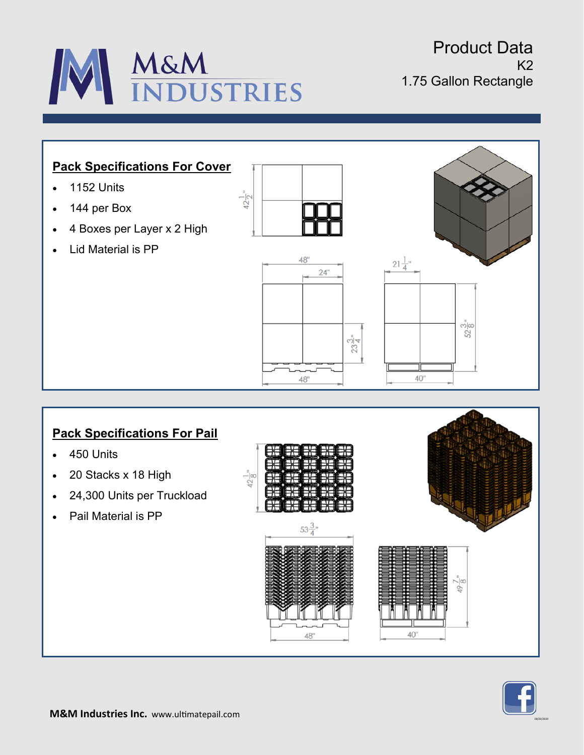M&M INDUSTRIES

# Product Data

K2

1.75 Gallon Rectangle

## Pack Specifications For Cover

- 1152 Units
- 144 per Box
- 4 Boxes per Layer x 2 High
- Lid Material is PP

42 1/2"

48"

24"

23 3/4"

48"

21 1/4"

52 3/8"

40"

## Pack Specifications For Pail

- 450 Units
- 20 Stacks x 18 High
- 24,300 Units per Truckload
- Pail Material is PP

42 1/8"

53 3/4"

48"

49 7/8"

40"

**M&M Industries Inc.** www.ultimatepail.com